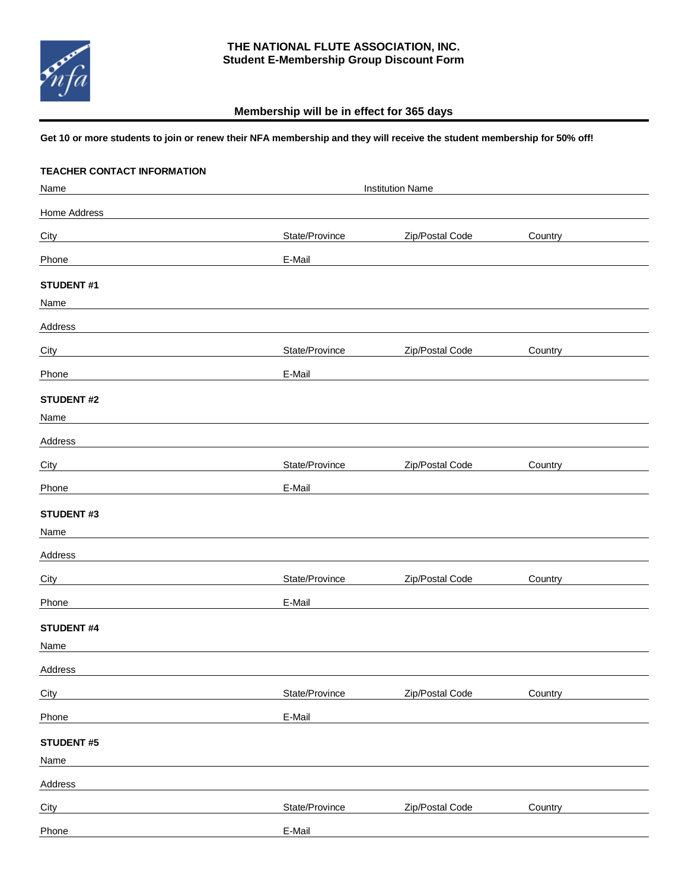# THE NATIONAL FLUTE ASSOCIATION, INC.
## Student E-Membership Group Discount Form

**Membership will be in effect for 365 days**

**Get 10 or more students to join or renew their NFA membership and they will receive the student membership for 50% off!**

**TEACHER CONTACT INFORMATION**

Name ____________________ Institution Name ____________________

Home Address ____________________

City ____________ State/Province ____________ Zip/Postal Code ____________ Country ____________

Phone ____________________ E-Mail ____________________

**STUDENT #1**

Name ____________________

Address ____________________

City ____________ State/Province ____________ Zip/Postal Code ____________ Country ____________

Phone ____________________ E-Mail ____________________

**STUDENT #2**

Name ____________________

Address ____________________

City ____________ State/Province ____________ Zip/Postal Code ____________ Country ____________

Phone ____________________ E-Mail ____________________

**STUDENT #3**

Name ____________________

Address ____________________

City ____________ State/Province ____________ Zip/Postal Code ____________ Country ____________

Phone ____________________ E-Mail ____________________

**STUDENT #4**

Name ____________________

Address ____________________

City ____________ State/Province ____________ Zip/Postal Code ____________ Country ____________

Phone ____________________ E-Mail ____________________

**STUDENT #5**

Name ____________________

Address ____________________

City ____________ State/Province ____________ Zip/Postal Code ____________ Country ____________

Phone ____________________ E-Mail ____________________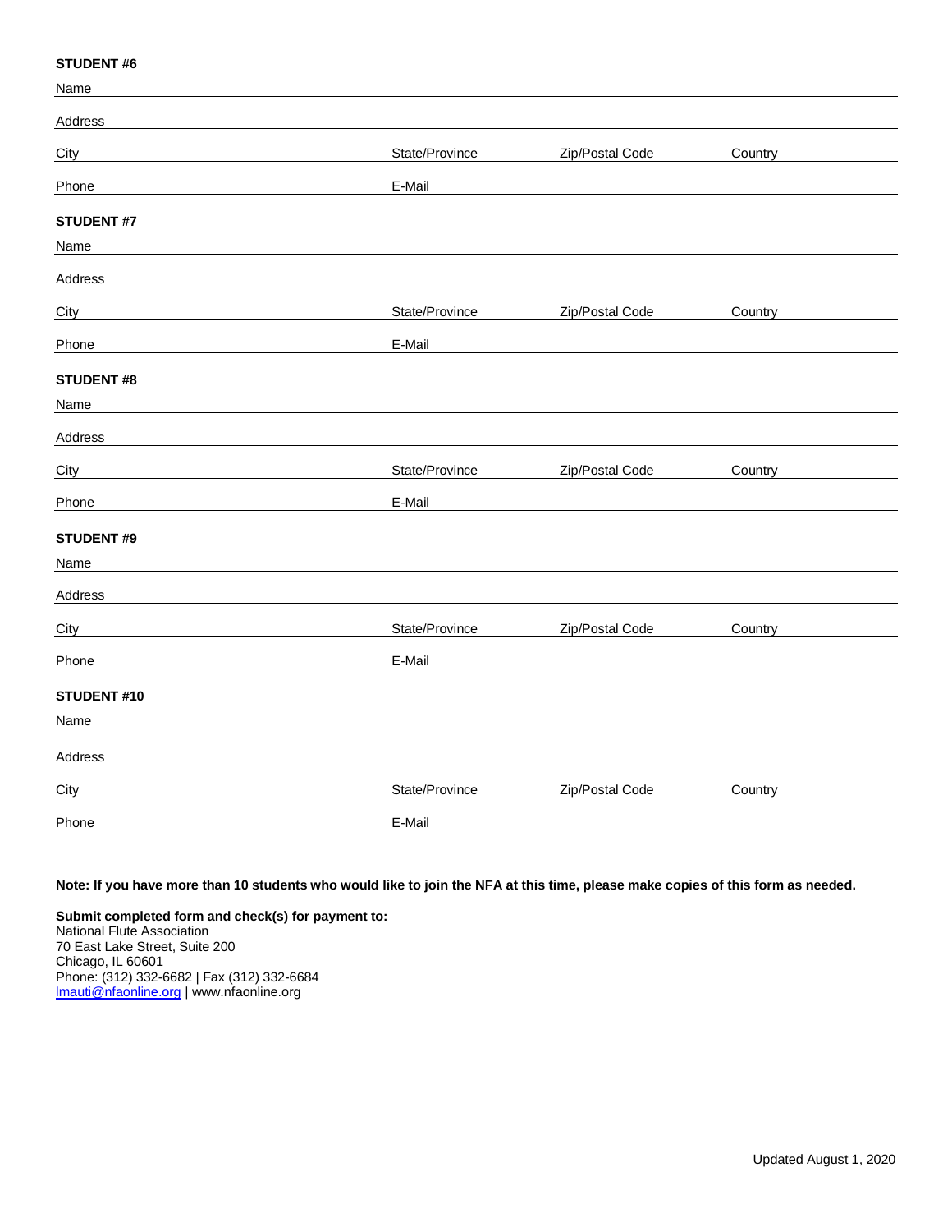**STUDENT #6**

Name

Address

City | State/Province | Zip/Postal Code | Country

Phone | E-Mail

**STUDENT #7**

Name

Address

City | State/Province | Zip/Postal Code | Country

Phone | E-Mail

**STUDENT #8**

Name

Address

City | State/Province | Zip/Postal Code | Country

Phone | E-Mail

**STUDENT #9**

Name

Address

City | State/Province | Zip/Postal Code | Country

Phone | E-Mail

**STUDENT #10**

Name

Address

City | State/Province | Zip/Postal Code | Country

Phone | E-Mail

**Note: If you have more than 10 students who would like to join the NFA at this time, please make copies of this form as needed.**

**Submit completed form and check(s) for payment to:**
National Flute Association
70 East Lake Street, Suite 200
Chicago, IL 60601
Phone: (312) 332-6682 | Fax (312) 332-6684
lmauti@nfaonline.org | www.nfaonline.org

Updated August 1, 2020